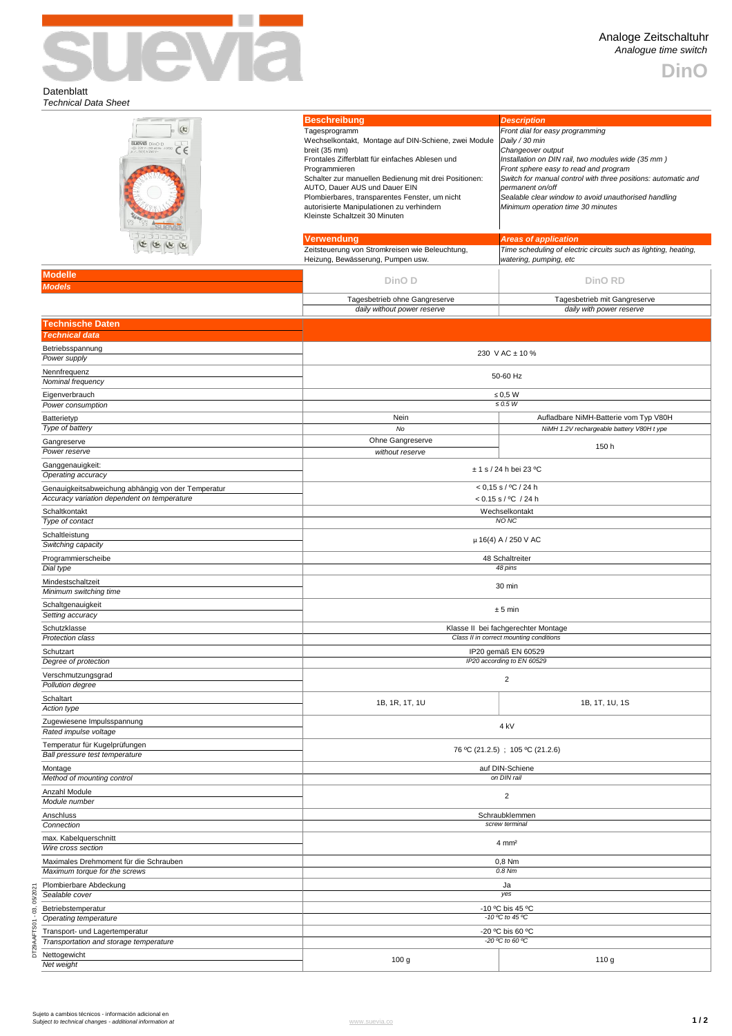# Analoge Zeitschaltuhr
*Analogue time switch*

## DinO

Datenblatt
*Technical Data Sheet*

| Beschreibung | *Description* |
|---|---|
| Tagesprogramm | *Front dial for easy programming* |
| Wechselkontakt, Montage auf DIN-Schiene, zwei Module breit (35 mm) | *Daily / 30 min* |
| Frontales Zifferblatt für einfaches Ablesen und Programmieren | *Changeover output* |
| Schalter zur manuellen Bedienung mit drei Positionen: AUTO, Dauer AUS und Dauer EIN | *Installation on DIN rail, two modules wide (35 mm )* |
| Plombierbares, transparentes Fenster, um nicht autorisierte Manipulationen zu verhindern | *Front sphere easy to read and program* |
| Kleinste Schaltzeit 30 Minuten | *Switch for manual control with three positions: automatic and permanent on/off* |
| | *Sealable clear window to avoid unauthorised handling* |
| | *Minimum operation time 30 minutes* |

| Verwendung | *Areas of application* |
|---|---|
| Zeitsteuerung von Stromkreisen wie Beleuchtung, Heizung, Bewässerung, Pumpen usw. | *Time scheduling of electric circuits such as lighting, heating, watering, pumping, etc* |

| Modelle / *Models* | DinO D | DinO RD |
|---|---|---|
| | Tagesbetrieb ohne Gangreserve / *daily without power reserve* | Tagesbetrieb mit Gangreserve / *daily with power reserve* |

| Technische Daten / *Technical data* | DinO D | DinO RD |
|---|---|---|
| Betriebsspannung / *Power supply* | 230 V AC ± 10 % | |
| Nennfrequenz / *Nominal frequency* | 50-60 Hz | |
| Eigenverbrauch / *Power consumption* | ≤ 0,5 W / *≤ 0.5 W* | |
| Batterietyp / *Type of battery* | Nein / *No* | Aufladbare NiMH-Batterie vom Typ V80H / *NiMH 1.2V rechargeable battery V80H t ype* |
| Gangreserve / *Power reserve* | Ohne Gangreserve / *without reserve* | 150 h |
| Ganggenauigkeit: / *Operating accuracy* | ± 1 s / 24 h bei 23 ºC | |
| Genauigkeitsabweichung abhängig von der Temperatur / *Accuracy variation dependent on temperature* | < 0,15 s / ºC / 24 h / < 0.15 s / ºC / 24 h | |
| Schaltkontakt / *Type of contact* | Wechselkontakt / *NO NC* | |
| Schaltleistung / *Switching capacity* | µ 16(4) A / 250 V AC | |
| Programmierscheibe / *Dial type* | 48 Schaltreiter / *48 pins* | |
| Mindestschaltzeit / *Minimum switching time* | 30 min | |
| Schaltgenauigkeit / *Setting accuracy* | ± 5 min | |
| Schutzklasse / *Protection class* | Klasse II bei fachgerechter Montage / *Class II in correct mounting conditions* | |
| Schutzart / *Degree of protection* | IP20 gemäß EN 60529 / *IP20 according to EN 60529* | |
| Verschmutzungsgrad / *Pollution degree* | 2 | |
| Schaltart / *Action type* | 1B, 1R, 1T, 1U | 1B, 1T, 1U, 1S |
| Zugewiesene Impulsspannung / *Rated impulse voltage* | 4 kV | |
| Temperatur für Kugelprüfungen / *Ball pressure test temperature* | 76 ºC (21.2.5) ; 105 ºC (21.2.6) | |
| Montage / *Method of mounting control* | auf DIN-Schiene / *on DIN rail* | |
| Anzahl Module / *Module number* | 2 | |
| Anschluss / *Connection* | Schraubklemmen / *screw terminal* | |
| max. Kabelquerschnitt / *Wire cross section* | 4 mm² | |
| Maximales Drehmoment für die Schrauben / *Maximum torque for the screws* | 0,8 Nm / *0.8 Nm* | |
| Plombierbare Abdeckung / *Sealable cover* | Ja / *yes* | |
| Betriebstemperatur / *Operating temperature* | -10 ºC bis 45 ºC / *-10 ºC to 45 ºC* | |
| Transport- und Lagertemperatur / *Transportation and storage temperature* | -20 ºC bis 60 ºC / *-20 ºC to 60 ºC* | |
| Nettogewicht / *Net weight* | 100 g | 110 g |

DT29AAFTS01 - 03, 09/2021

Sujeto a cambios técnicos - información adicional en
*Subject to technical changes - additional information at* www.suevia.co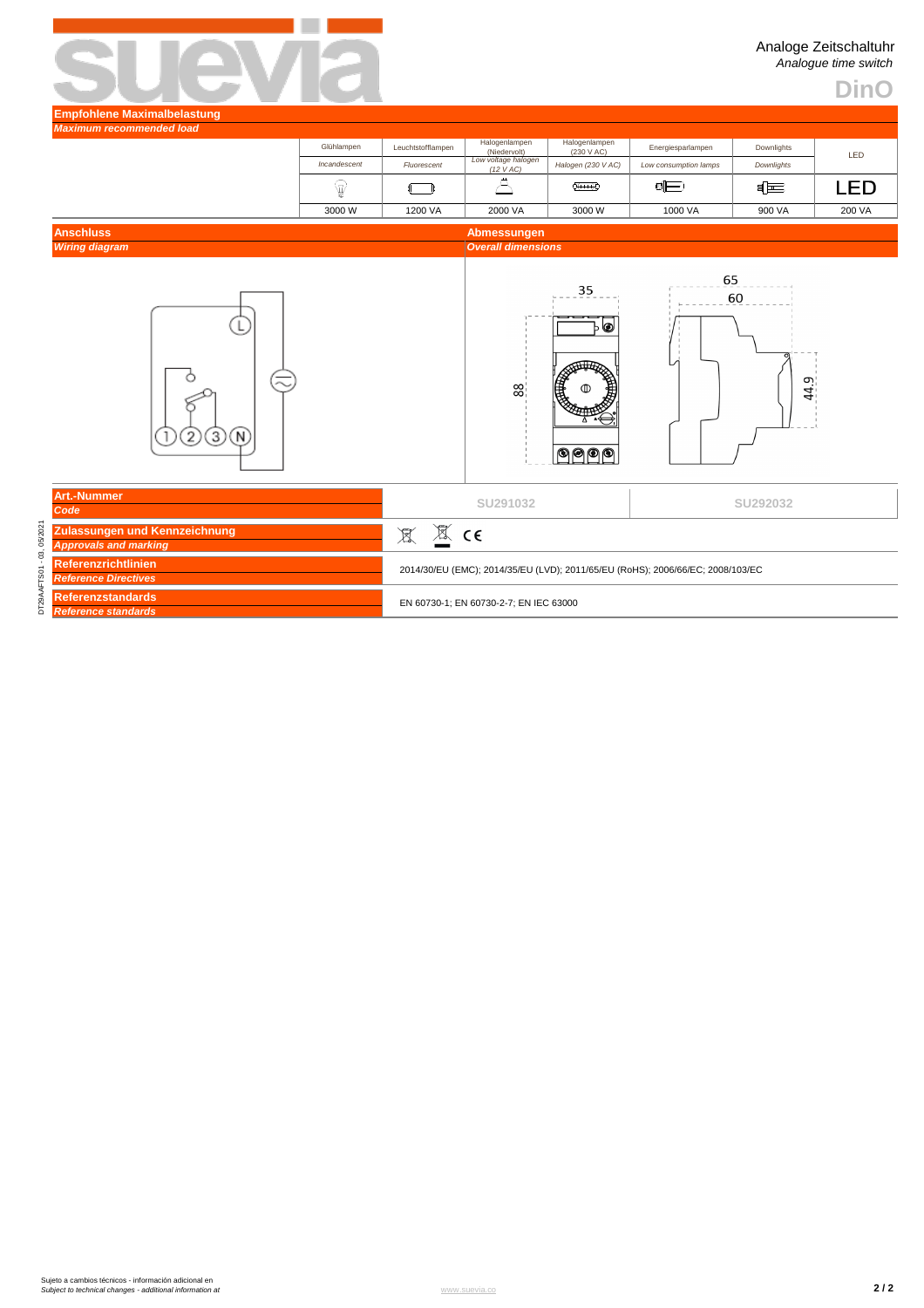Analoge Zeitschaltuhr
*Analogue time switch*

**DinO**

## Empfohlene Maximalbelastung
***Maximum recommended load***

| Glühlampen *Incandescent* | Leuchtstofflampen *Fluorescent* | Halogenlampen (Niedervolt) *Low voltage halogen (12 V AC)* | Halogenlampen (230 V AC) *Halogen (230 V AC)* | Energiesparlampen *Low consumption lamps* | Downlights *Downlights* | LED |
|---|---|---|---|---|---|---|
| 3000 W | 1200 VA | 2000 VA | 3000 W | 1000 VA | 900 VA | 200 VA |

## Anschluss
***Wiring diagram***

L
1 2 3 N

## Abmessungen
***Overall dimensions***

35
88
65
60
44.9

| | SU291032 | SU292032 |
|---|---|---|
| **Art.-Nummer** *Code* | SU291032 | SU292032 |
| **Zulassungen und Kennzeichnung** *Approvals and marking* | CE | |
| **Referenzrichtlinien** *Reference Directives* | 2014/30/EU (EMC); 2014/35/EU (LVD); 2011/65/EU (RoHS); 2006/66/EC; 2008/103/EC | |
| **Referenzstandards** *Reference standards* | EN 60730-1; EN 60730-2-7; EN IEC 63000 | |

DT29AAFTS01 - 03. 05/2021

Sujeto a cambios técnicos - información adicional en
*Subject to technical changes - additional information at*

www.suevia.co